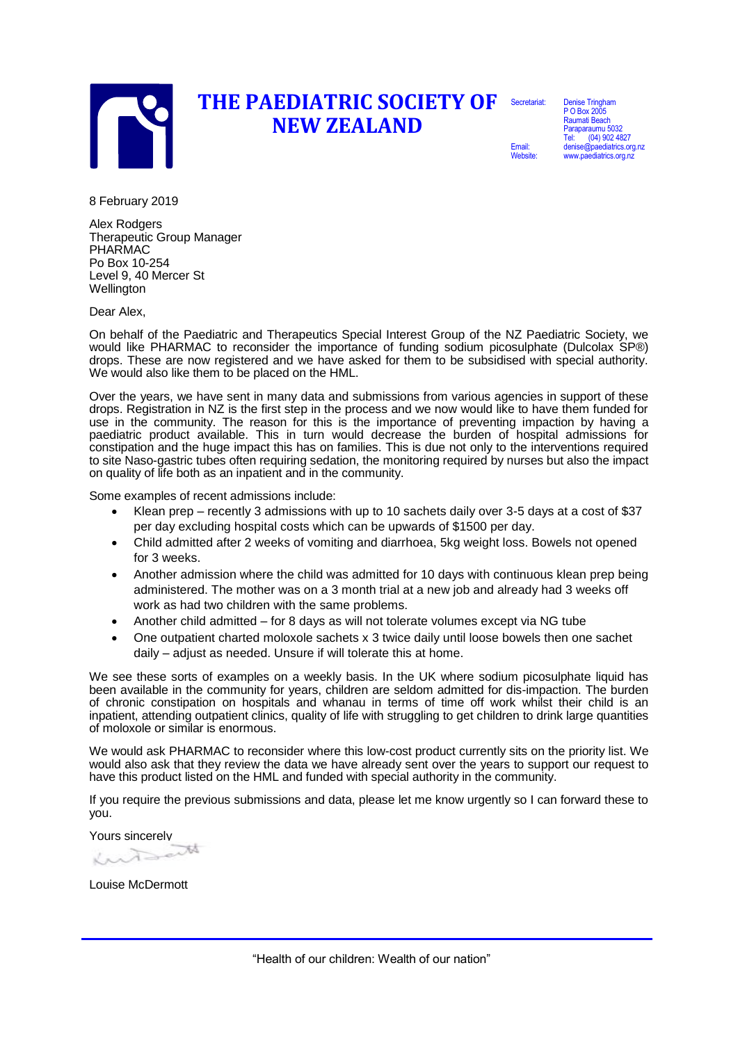# THE PAEDIATRIC SOCIETY OF NEW ZEALAND

Secretariat: Denise Tringham
P O Box 2005
Raumati Beach
Paraparaumu 5032
Tel: (04) 902 4827
Email: denise@paediatrics.org.nz
Website: www.paediatrics.org.nz

8 February 2019

Alex Rodgers
Therapeutic Group Manager
PHARMAC
Po Box 10-254
Level 9, 40 Mercer St
Wellington

Dear Alex,

On behalf of the Paediatric and Therapeutics Special Interest Group of the NZ Paediatric Society, we would like PHARMAC to reconsider the importance of funding sodium picosulphate (Dulcolax SP®) drops. These are now registered and we have asked for them to be subsidised with special authority. We would also like them to be placed on the HML.

Over the years, we have sent in many data and submissions from various agencies in support of these drops. Registration in NZ is the first step in the process and we now would like to have them funded for use in the community. The reason for this is the importance of preventing impaction by having a paediatric product available. This in turn would decrease the burden of hospital admissions for constipation and the huge impact this has on families. This is due not only to the interventions required to site Naso-gastric tubes often requiring sedation, the monitoring required by nurses but also the impact on quality of life both as an inpatient and in the community.

Some examples of recent admissions include:

- Klean prep – recently 3 admissions with up to 10 sachets daily over 3-5 days at a cost of $37 per day excluding hospital costs which can be upwards of $1500 per day.
- Child admitted after 2 weeks of vomiting and diarrhoea, 5kg weight loss. Bowels not opened for 3 weeks.
- Another admission where the child was admitted for 10 days with continuous klean prep being administered. The mother was on a 3 month trial at a new job and already had 3 weeks off work as had two children with the same problems.
- Another child admitted – for 8 days as will not tolerate volumes except via NG tube
- One outpatient charted moloxole sachets x 3 twice daily until loose bowels then one sachet daily – adjust as needed. Unsure if will tolerate this at home.

We see these sorts of examples on a weekly basis. In the UK where sodium picosulphate liquid has been available in the community for years, children are seldom admitted for dis-impaction. The burden of chronic constipation on hospitals and whanau in terms of time off work whilst their child is an inpatient, attending outpatient clinics, quality of life with struggling to get children to drink large quantities of moloxole or similar is enormous.

We would ask PHARMAC to reconsider where this low-cost product currently sits on the priority list. We would also ask that they review the data we have already sent over the years to support our request to have this product listed on the HML and funded with special authority in the community.

If you require the previous submissions and data, please let me know urgently so I can forward these to you.

Yours sincerely

Louise McDermott

"Health of our children: Wealth of our nation"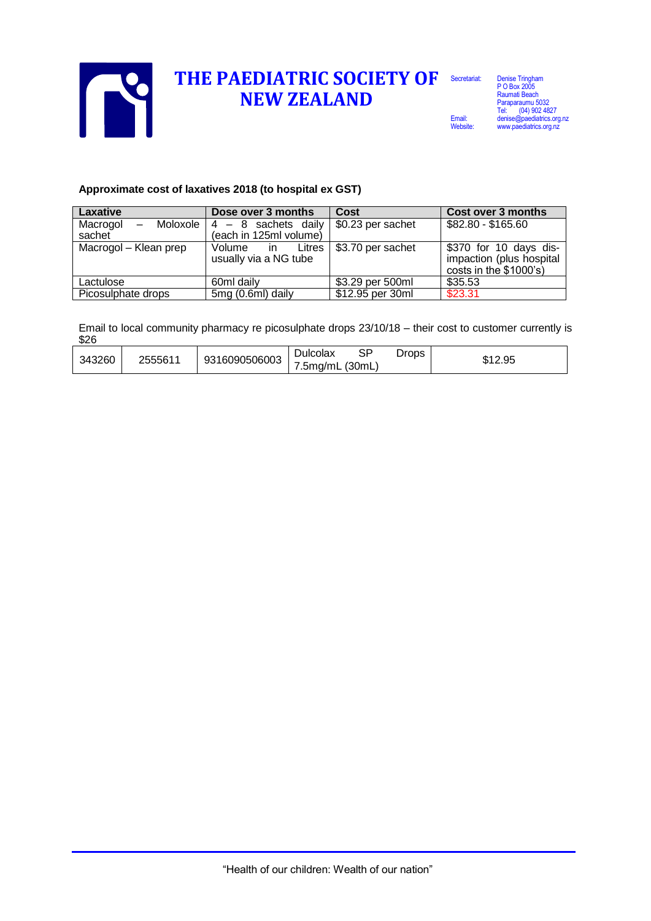# THE PAEDIATRIC SOCIETY OF NEW ZEALAND

Secretariat: Denise Tringham
P O Box 2005
Raumati Beach
Paraparaumu 5032
Tel: (04) 902 4827
Email: denise@paediatrics.org.nz
Website: www.paediatrics.org.nz

**Approximate cost of laxatives 2018 (to hospital ex GST)**

| Laxative | Dose over 3 months | Cost | Cost over 3 months |
|---|---|---|---|
| Macrogol – Moloxole sachet | 4 – 8 sachets daily (each in 125ml volume) | $0.23 per sachet | $82.80 - $165.60 |
| Macrogol – Klean prep | Volume in Litres usually via a NG tube | $3.70 per sachet | $370 for 10 days dis-impaction (plus hospital costs in the $1000's) |
| Lactulose | 60ml daily | $3.29 per 500ml | $35.53 |
| Picosulphate drops | 5mg (0.6ml) daily | $12.95 per 30ml | $23.31 |

Email to local community pharmacy re picosulphate drops 23/10/18 – their cost to customer currently is $26

| | | | | |
|---|---|---|---|---|
| 343260 | 2555611 | 9316090506003 | Dulcolax SP Drops 7.5mg/mL (30mL) | $12.95 |

"Health of our children: Wealth of our nation"